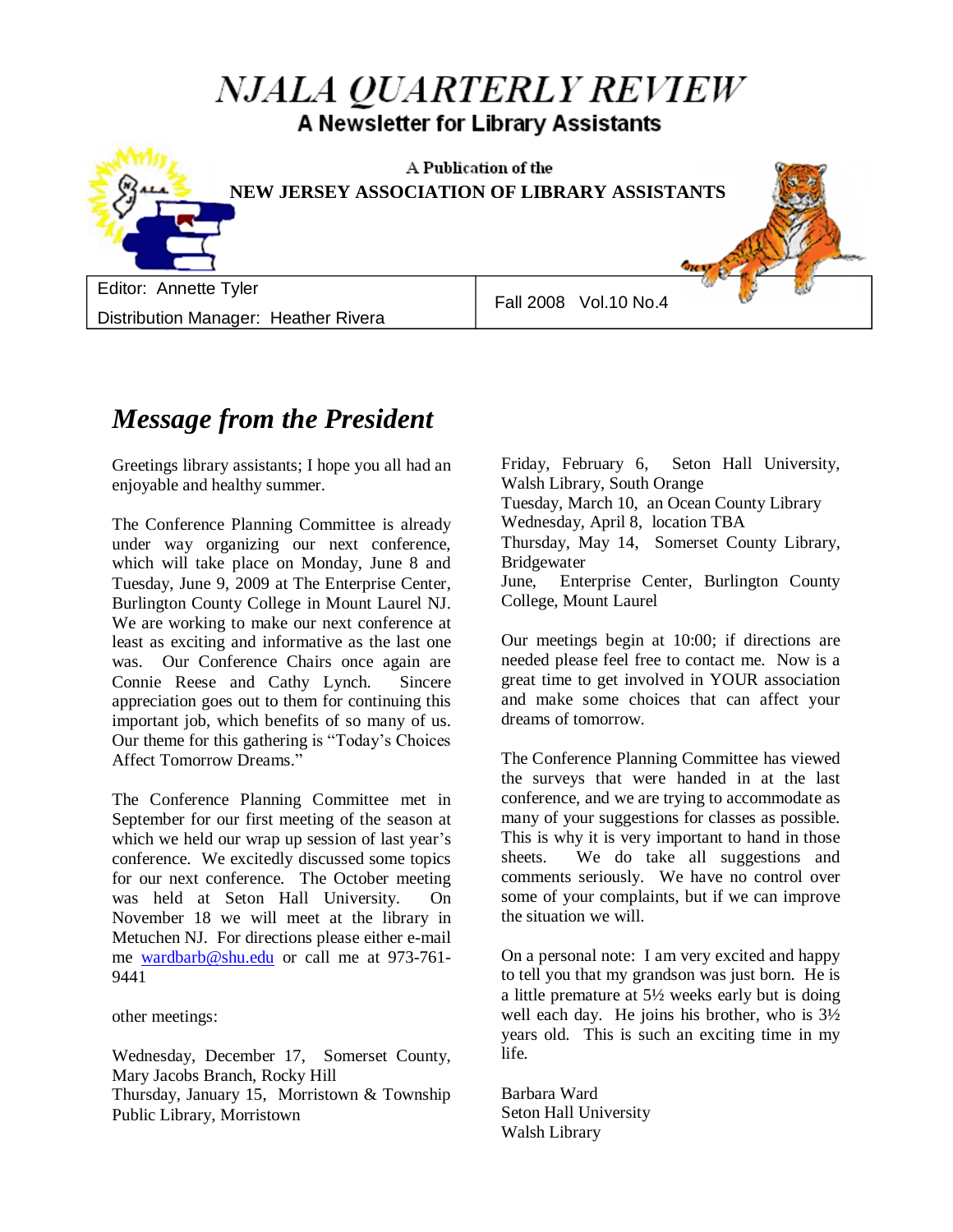# NJALA QUARTERLY REVIEW

**A Newsletter for Library Assistants**

A Publication of the

**NEW JERSEY ASSOCIATION OF LIBRARY ASSISTANTS**

| Editor: Annette Tyler<br>Distribution Manager: Heather Rivera | Fall 2008 Vol.10 No.4 |
|---|---|

## *Message from the President*

Greetings library assistants; I hope you all had an enjoyable and healthy summer.

The Conference Planning Committee is already under way organizing our next conference, which will take place on Monday, June 8 and Tuesday, June 9, 2009 at The Enterprise Center, Burlington County College in Mount Laurel NJ. We are working to make our next conference at least as exciting and informative as the last one was. Our Conference Chairs once again are Connie Reese and Cathy Lynch. Sincere appreciation goes out to them for continuing this important job, which benefits of so many of us. Our theme for this gathering is "Today's Choices Affect Tomorrow Dreams."

The Conference Planning Committee met in September for our first meeting of the season at which we held our wrap up session of last year's conference. We excitedly discussed some topics for our next conference. The October meeting was held at Seton Hall University. On November 18 we will meet at the library in Metuchen NJ. For directions please either e-mail me wardbarb@shu.edu or call me at 973-761-9441

other meetings:

Wednesday, December 17, Somerset County, Mary Jacobs Branch, Rocky Hill
Thursday, January 15, Morristown & Township Public Library, Morristown
Friday, February 6, Seton Hall University, Walsh Library, South Orange
Tuesday, March 10, an Ocean County Library
Wednesday, April 8, location TBA
Thursday, May 14, Somerset County Library, Bridgewater
June, Enterprise Center, Burlington County College, Mount Laurel

Our meetings begin at 10:00; if directions are needed please feel free to contact me. Now is a great time to get involved in YOUR association and make some choices that can affect your dreams of tomorrow.

The Conference Planning Committee has viewed the surveys that were handed in at the last conference, and we are trying to accommodate as many of your suggestions for classes as possible. This is why it is very important to hand in those sheets. We do take all suggestions and comments seriously. We have no control over some of your complaints, but if we can improve the situation we will.

On a personal note: I am very excited and happy to tell you that my grandson was just born. He is a little premature at 5½ weeks early but is doing well each day. He joins his brother, who is 3½ years old. This is such an exciting time in my life.

Barbara Ward
Seton Hall University
Walsh Library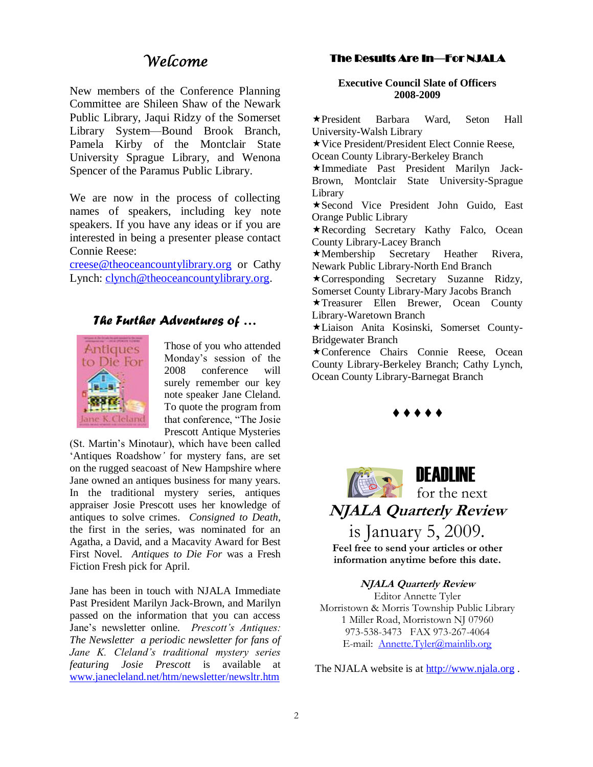## Welcome

New members of the Conference Planning Committee are Shileen Shaw of the Newark Public Library, Jaqui Ridzy of the Somerset Library System—Bound Brook Branch, Pamela Kirby of the Montclair State University Sprague Library, and Wenona Spencer of the Paramus Public Library.

We are now in the process of collecting names of speakers, including key note speakers. If you have ideas or if you are interested in being a presenter please contact Connie Reese: creese@theoceancountylibrary.org or Cathy Lynch: clynch@theoceancountylibrary.org.

## The Further Adventures of …

Those of you who attended Monday's session of the 2008 conference will surely remember our key note speaker Jane Cleland. To quote the program from that conference, "The Josie Prescott Antique Mysteries (St. Martin's Minotaur), which have been called 'Antiques Roadshow' for mystery fans, are set on the rugged seacoast of New Hampshire where Jane owned an antiques business for many years. In the traditional mystery series, antiques appraiser Josie Prescott uses her knowledge of antiques to solve crimes. *Consigned to Death*, the first in the series, was nominated for an Agatha, a David, and a Macavity Award for Best First Novel. *Antiques to Die For* was a Fresh Fiction Fresh pick for April.

Jane has been in touch with NJALA Immediate Past President Marilyn Jack-Brown, and Marilyn passed on the information that you can access Jane's newsletter online. *Prescott's Antiques: The Newsletter a periodic newsletter for fans of Jane K. Cleland's traditional mystery series featuring Josie Prescott* is available at www.janecleland.net/htm/newsletter/newsltr.htm

## The Results Are In—For NJALA

**Executive Council Slate of Officers 2008-2009**

★President Barbara Ward, Seton Hall University-Walsh Library
★Vice President/President Elect Connie Reese, Ocean County Library-Berkeley Branch
★Immediate Past President Marilyn Jack-Brown, Montclair State University-Sprague Library
★Second Vice President John Guido, East Orange Public Library
★Recording Secretary Kathy Falco, Ocean County Library-Lacey Branch
★Membership Secretary Heather Rivera, Newark Public Library-North End Branch
★Corresponding Secretary Suzanne Ridzy, Somerset County Library-Mary Jacobs Branch
★Treasurer Ellen Brewer, Ocean County Library-Waretown Branch
★Liaison Anita Kosinski, Somerset County-Bridgewater Branch
★Conference Chairs Connie Reese, Ocean County Library-Berkeley Branch; Cathy Lynch, Ocean County Library-Barnegat Branch

♦ ♦ ♦ ♦ ♦

**DEADLINE** for the next ***NJALA Quarterly Review*** is January 5, 2009.

**Feel free to send your articles or other information anytime before this date.**

***NJALA Quarterly Review***
Editor Annette Tyler
Morristown & Morris Township Public Library
1 Miller Road, Morristown NJ 07960
973-538-3473 FAX 973-267-4064
E-mail: Annette.Tyler@mainlib.org

The NJALA website is at http://www.njala.org .